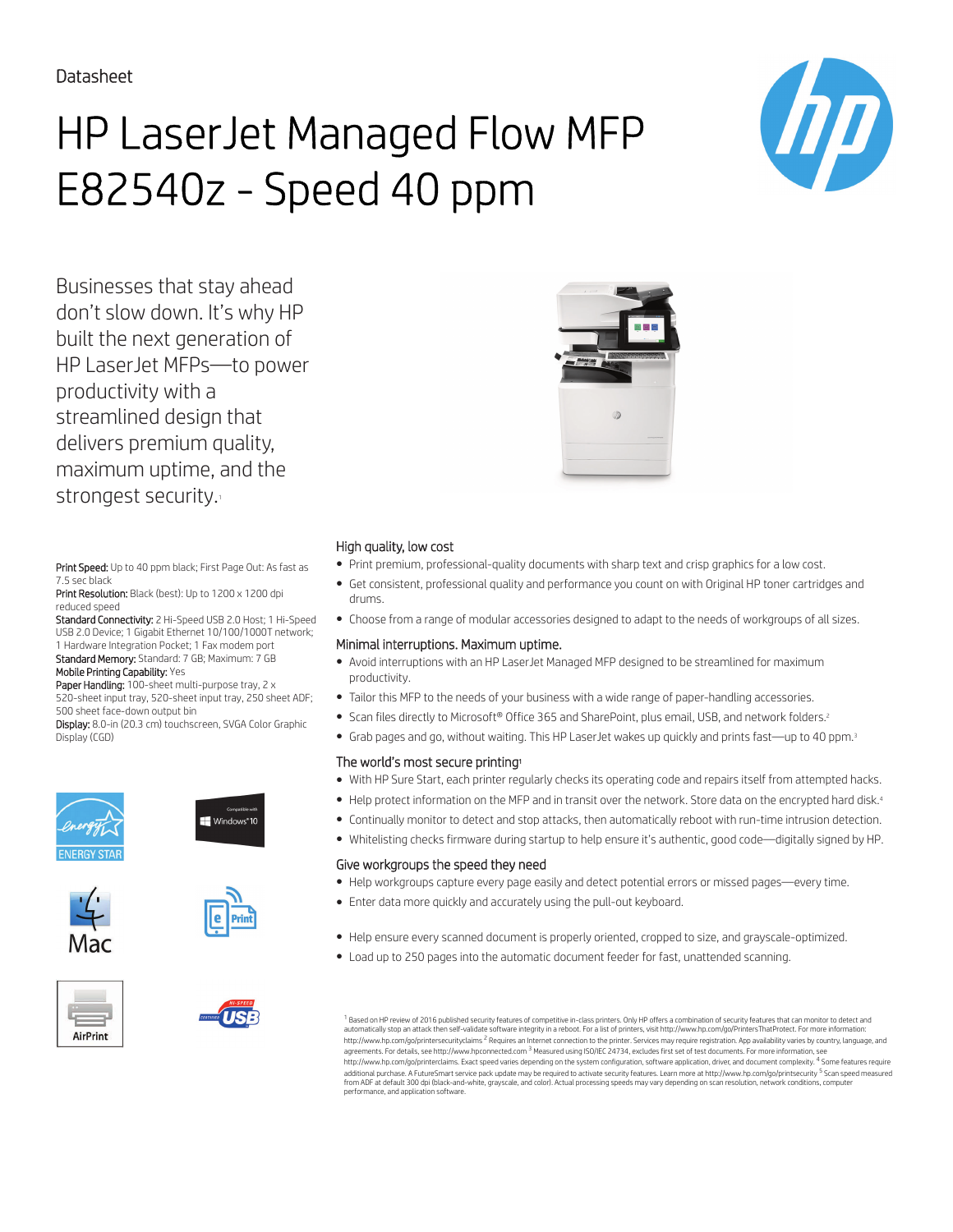Datasheet

# HP LaserJet Managed Flow MFP E82540z - Speed 40 ppm

Businesses that stay ahead don't slow down. It's why HP built the next generation of HP LaserJet MFPs—to power productivity with a streamlined design that delivers premium quality, maximum uptime, and the strongest security.[1]

**Print Speed:** Up to 40 ppm black; First Page Out: As fast as 7.5 sec black
**Print Resolution:** Black (best): Up to 1200 x 1200 dpi reduced speed
**Standard Connectivity:** 2 Hi-Speed USB 2.0 Host; 1 Hi-Speed USB 2.0 Device; 1 Gigabit Ethernet 10/100/1000T network; 1 Hardware Integration Pocket; 1 Fax modem port
**Standard Memory:** Standard: 7 GB; Maximum: 7 GB
**Mobile Printing Capability:** Yes
**Paper Handling:** 100-sheet multi-purpose tray, 2 x 520-sheet input tray, 520-sheet input tray, 250 sheet ADF; 500 sheet face-down output bin
**Display:** 8.0-in (20.3 cm) touchscreen, SVGA Color Graphic Display (CGD)

ENERGY STAR

Compatible with Windows 10

Mac

ePrint

AirPrint

Hi-Speed USB

## High quality, low cost

- Print premium, professional-quality documents with sharp text and crisp graphics for a low cost.
- Get consistent, professional quality and performance you count on with Original HP toner cartridges and drums.
- Choose from a range of modular accessories designed to adapt to the needs of workgroups of all sizes.

## Minimal interruptions. Maximum uptime.

- Avoid interruptions with an HP LaserJet Managed MFP designed to be streamlined for maximum productivity.
- Tailor this MFP to the needs of your business with a wide range of paper-handling accessories.
- Scan files directly to Microsoft® Office 365 and SharePoint, plus email, USB, and network folders.[2]
- Grab pages and go, without waiting. This HP LaserJet wakes up quickly and prints fast—up to 40 ppm.[3]

## The world's most secure printing[1]

- With HP Sure Start, each printer regularly checks its operating code and repairs itself from attempted hacks.
- Help protect information on the MFP and in transit over the network. Store data on the encrypted hard disk.[4]
- Continually monitor to detect and stop attacks, then automatically reboot with run-time intrusion detection.
- Whitelisting checks firmware during startup to help ensure it's authentic, good code—digitally signed by HP.

## Give workgroups the speed they need

- Help workgroups capture every page easily and detect potential errors or missed pages—every time.
- Enter data more quickly and accurately using the pull-out keyboard.

- Help ensure every scanned document is properly oriented, cropped to size, and grayscale-optimized.
- Load up to 250 pages into the automatic document feeder for fast, unattended scanning.

[1] Based on HP review of 2016 published security features of competitive in-class printers. Only HP offers a combination of security features that can monitor to detect and automatically stop an attack then self-validate software integrity in a reboot. For a list of printers, visit http://www.hp.com/go/PrintersThatProtect. For more information: http://www.hp.com/go/printersecurityclaims [2] Requires an Internet connection to the printer. Services may require registration. App availability varies by country, language, and agreements. For details, see http://www.hpconnected.com [3] Measured using ISO/IEC 24734, excludes first set of test documents. For more information, see http://www.hp.com/go/printerclaims. Exact speed varies depending on the system configuration, software application, driver, and document complexity. [4] Some features require additional purchase. A FutureSmart service pack update may be required to activate security features. Learn more at http://www.hp.com/go/printsecurity [5] Scan speed measured from ADF at default 300 dpi (black-and-white, grayscale, and color). Actual processing speeds may vary depending on scan resolution, network conditions, computer performance, and application software.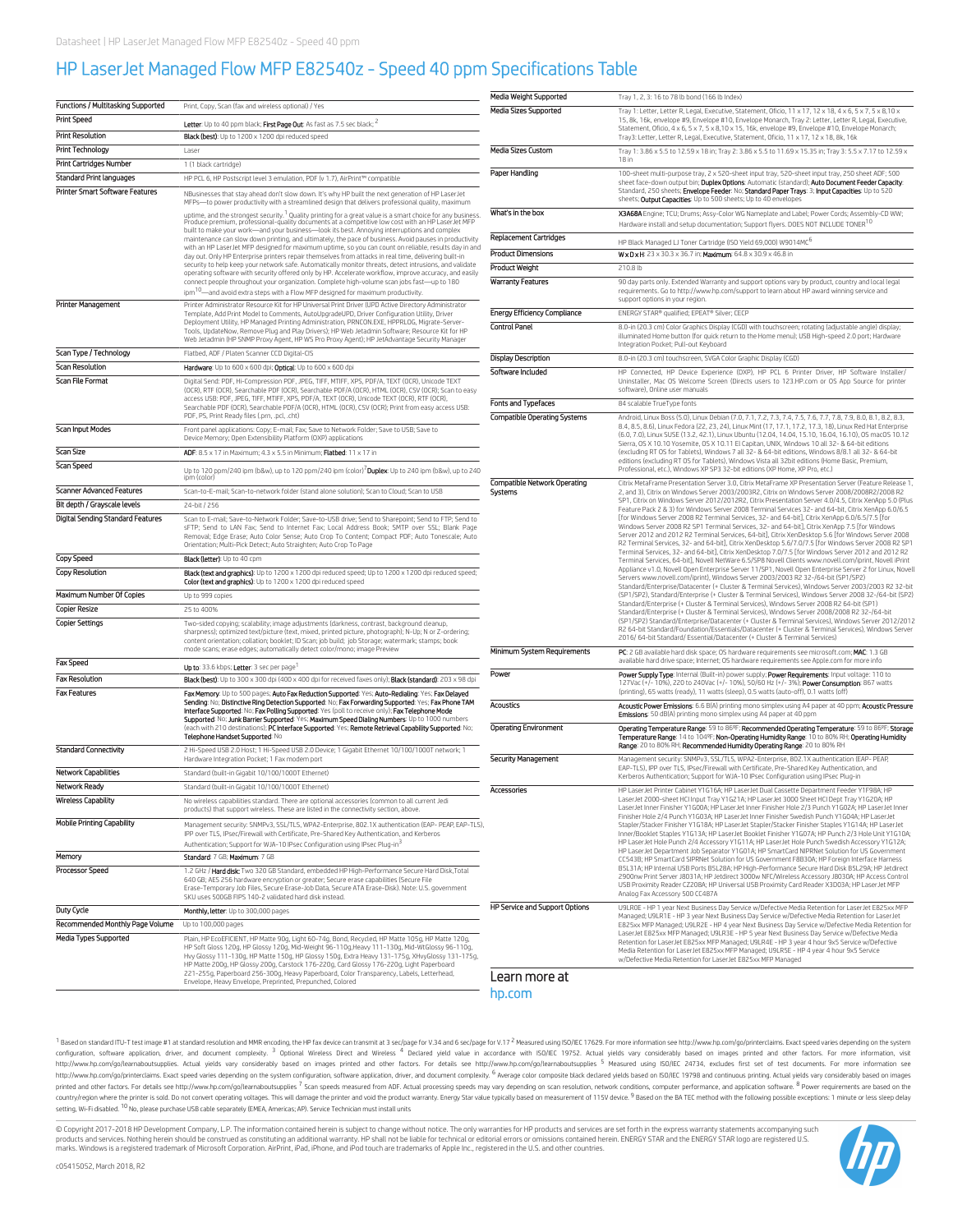# HP LaserJet Managed Flow MFP E82540z - Speed 40 ppm Specifications Table

| | |
|---|---|
| Functions / Multitasking Supported | Print, Copy, Scan (fax and wireless optional) / Yes |
| Print Speed | **Letter:** Up to 40 ppm black; **First Page Out:** As fast as 7.5 sec black; [2] |
| Print Resolution | **Black (best):** Up to 1200 x 1200 dpi reduced speed |
| Print Technology | Laser |
| Print Cartridges Number | 1 (1 black cartridge) |
| Standard Print languages | HP PCL 6, HP Postscript level 3 emulation, PDF (v 1.7), AirPrint™ compatible |
| Printer Smart Software Features | NBusinesses that stay ahead don't slow down. It's why HP built the next generation of HP LaserJet MFPs—to power productivity with a streamlined design that delivers professional quality, maximum uptime, and the strongest security.[1] Quality printing for a great value is a smart choice for any business. Produce premium, professional-quality documents at a competitive low cost with an HP LaserJet MFP built to make your work—and your business—look its best. Annoying interruptions and complex maintenance can slow down printing, and ultimately, the pace of business. Avoid pauses in productivity with an HP LaserJet MFP designed for maximum uptime, so you can count on reliable, results day in and day out. Only HP Enterprise printers repair themselves from attacks in real time, delivering built-in security to help keep your network safe. Automatically monitor threats, detect intrusions, and validate operating software with security offered only by HP. Accelerate workflow, improve accuracy, and easily connect people throughout your organization. Complete high-volume scan jobs fast—up to 180 ipm[10]—and avoid extra steps with a Flow MFP designed for maximum productivity. |
| Printer Management | Printer Administrator Resource Kit for HP Universal Print Driver (UPD Active Directory Administrator Template, Add Print Model to Comments, AutoUpgradeUPD, Driver Configuration Utility, Driver Deployment Utility, HP Managed Printing Administration, PRNCON.EXE, HPPRLOG, Migrate-Server-Tools, UpdateNow, Remove Plug and Play Drivers); HP Web Jetadmin Software; Resource Kit for HP Web Jetadmin (HP SNMP Proxy Agent, HP WS Pro Proxy Agent); HP JetAdvantage Security Manager |
| Scan Type / Technology | Flatbed, ADF / Platen Scanner CCD Digital-CIS |
| Scan Resolution | **Hardware:** Up to 600 x 600 dpi; **Optical:** Up to 600 x 600 dpi |
| Scan File Format | Digital Send: PDF, Hi-Compression PDF, JPEG, TIFF, MTIFF, XPS, PDF/A, TEXT (OCR), Unicode TEXT (OCR), RTF (OCR), Searchable PDF (OCR), Searchable PDF/A (OCR), HTML (OCR), CSV (OCR); Scan to easy access USB: PDF, JPEG, TIFF, MTIFF, XPS, PDF/A, TEXT (OCR), Unicode TEXT (OCR), RTF (OCR), Searchable PDF (OCR), Searchable PDF/A (OCR), HTML (OCR), CSV (OCR); Print from easy access USB: PDF, PS, Print Ready files (.prn, .pcl, .cht) |
| Scan Input Modes | Front panel applications: Copy; E-mail; Fax; Save to Network Folder; Save to USB; Save to Device Memory; Open Extensibility Platform (OXP) applications |
| Scan Size | **ADF:** 8.5 x 17 in Maximum; 4.3 x 5.5 in Minimum; **Flatbed:** 11 x 17 in |
| Scan Speed | Up to 120 ppm/240 ipm (b&w), up to 120 ppm/240 ipm (color)[7] **Duplex:** Up to 240 ipm (b&w), up to 240 ipm (color) |
| Scanner Advanced Features | Scan-to-E-mail; Scan-to-network folder (stand alone solution); Scan to Cloud; Scan to USB |
| Bit depth / Grayscale levels | 24-bit / 256 |
| Digital Sending Standard Features | Scan to E-mail; Save-to-Network Folder; Save-to-USB drive; Send to Sharepoint; Send to FTP; Send to sFTP; Send to LAN Fax; Send to Internet Fax; Local Address Book; SMTP over SSL; Blank Page Removal; Edge Erase; Auto Color Sense; Auto Crop To Content; Compact PDF; Auto Tonescale; Auto Orientation; Multi-Pick Detect; Auto Straighten; Auto Crop To Page |
| Copy Speed | **Black (letter):** Up to 40 cpm |
| Copy Resolution | **Black (text and graphics):** Up to 1200 x 1200 dpi reduced speed; Up to 1200 x 1200 dpi reduced speed; **Color (text and graphics):** Up to 1200 x 1200 dpi reduced speed |
| Maximum Number Of Copies | Up to 999 copies |
| Copier Resize | 25 to 400% |
| Copier Settings | Two-sided copying; scalability; image adjustments (darkness, contrast, background cleanup, sharpness); optimized text/picture (text, mixed, printed picture, photograph); N-Up; N or Z-ordering; content orientation; collation; booklet; ID Scan; job build; job Storage; watermark; stamps; book mode scans; erase edges; automatically detect color/mono; image Preview |
| Fax Speed | **Up to:** 33.6 kbps; **Letter:** 3 sec per page[1] |
| Fax Resolution | **Black (best):** Up to 300 x 300 dpi (400 x 400 dpi for received faxes only); **Black (standard):** 203 x 98 dpi |
| Fax Features | **Fax Memory:** Up to 500 pages; **Auto Fax Reduction Supported:** Yes; **Auto-Redialing:** Yes; **Fax Delayed Sending:** No; **Distinctive Ring Detection Supported:** No; **Fax Forwarding Supported:** Yes; **Fax Phone TAM Interface Supported:** Yes; **Fax Polling Supported:** Yes (poll to receive only); **Fax Telephone Mode Supported:** No; **Junk Barrier Supported:** Yes; **Maximum Speed Dialing Numbers:** Up to 1000 numbers (each with 210 destinations); **PC Interface Supported:** Yes; **Remote Retrieval Capability Supported:** No; **Telephone Handset Supported:** No |
| Standard Connectivity | 2 Hi-Speed USB 2.0 Host; 1 Hi-Speed USB 2.0 Device; 1 Gigabit Ethernet 10/100/1000T network; 1 Hardware Integration Pocket; 1 Fax modem port |
| Network Capabilities | Standard (built-in Gigabit 10/100/1000T Ethernet) |
| Network Ready | Standard (built-in Gigabit 10/100/1000T Ethernet) |
| Wireless Capability | No wireless capabilities standard. There are optional accessories (common to all current Jedi products) that support wireless. These are listed in the connectivity section, above. |
| Mobile Printing Capability | Management security: SNMPv3, SSL/TLS, WPA2-Enterprise, 802.1X authentication (EAP- PEAP, EAP-TLS), IPP over TLS, IPsec/Firewall with Certificate, Pre-Shared Key Authentication, and Kerberos Authentication; Support for WJA-10 IPsec Configuration using IPsec Plug-in[3] |
| Memory | **Standard:** 7 GB; **Maximum:** 7 GB |
| Processor Speed | 1.2 GHz / **Hard disk:** Two 320 GB Standard, embedded HP High-Performance Secure Hard Disk,Total 640 GB; AES 256 hardware encryption or greater; Secure erase capabilities (Secure File Erase-Temporary Job Files, Secure Erase-Job Data, Secure ATA Erase-Disk). Note: U.S. government SKU uses 500GB FIPS 140-2 validated hard disk instead. |
| Duty Cycle | **Monthly, letter:** Up to 300,000 pages |
| Recommended Monthly Page Volume | Up to 100,000 pages |
| Media Types Supported | Plain, HP EcoEFFICIENT, HP Matte 90g, Light 60-74g, Bond, Recycled, HP Matte 105g, HP Matte 120g, HP Soft Gloss 120g, HP Glossy 120g, Mid-Weight 96-110g,Heavy 111-130g, Mid-WtGlossy 96-110g, Hvy Glossy 111-130g, HP Matte 150g, HP Glossy 150g, Extra Heavy 131-175g, XHvyGlossy 131-175g, HP Matte 200g, HP Glossy 200g, Cardstock 176-220g, Light Paperboard 221-255g, Paperboard 256-300g, Heavy Paperboard, Color Transparency, Labels, Letterhead, Envelope, Heavy Envelope, Preprinted, Prepunched, Colored |
| Media Weight Supported | Tray 1, 2, 3: 16 to 78 lb bond (166 lb Index) |
| Media Sizes Supported | Tray 1: Letter, Letter R, Legal, Executive, Statement, Oficio, 11 x 17, 12 x 18, 4 x 6, 5 x 7, 5 x 8,10 x 15, 8k, 16k, envelope #9, Envelope #10, Envelope Monarch, Tray 2: Letter, Letter R, Legal, Executive, Statement, Oficio, 4 x 6, 5 x 7, 5 x 8,10 x 15, 16k, envelope #9, Envelope #10, Envelope Monarch; Tray3: Letter, Letter R, Legal, Executive, Statement, Oficio, 11 x 17, 12 x 18, 8k, 16k |
| Media Sizes Custom | Tray 1: 3.86 x 5.5 to 12.59 x 18 in; Tray 2: 3.86 x 5.5 to 11.69 x 15.35 in; Tray 3: 5.5 x 7.17 to 12.59 x 18 in |
| Paper Handling | 100-sheet multi-purpose tray, 2 x 520-sheet input tray, 520-sheet input tray, 250 sheet ADF; 500 sheet face-down output bin; **Duplex Options:** Automatic (standard); **Auto Document Feeder Capacity:** Standard, 250 sheets; **Envelope Feeder:** No; **Standard Paper Trays:** 3; **Input Capacities:** Up to 520 sheets; **Output Capacities:** Up to 500 sheets; Up to 40 envelopes |
| What's in the box | **X3A68A** Engine; TCU; Drums; Assy-Color WG Nameplate and Label; Power Cords; Assembly-CD WW; Hardware install and setup documentation; Support flyers. DOES NOT INCLUDE TONER[10] |
| Replacement Cartridges | HP Black Managed LJ Toner Cartridge (ISO Yield 69,000) W9014MC[6] |
| Product Dimensions | **W x D x H:** 23 x 30.3 x 36.7 in; **Maximum:** 64.8 x 30.9 x 46.8 in |
| Product Weight | 210.8 lb |
| Warranty Features | 90 day parts only. Extended Warranty and support options vary by product, country and local legal requirements. Go to http://www.hp.com/support to learn about HP award winning service and support options in your region. |
| Energy Efficiency Compliance | ENERGY STAR® qualified; EPEAT® Silver; CECP |
| Control Panel | 8.0-in (20.3 cm) Color Graphics Display (CGD) with touchscreen; rotating (adjustable angle) display; illuminated Home button (for quick return to the Home menu); USB High-speed 2.0 port; Hardware Integration Pocket; Pull-out Keyboard |
| Display Description | 8.0-in (20.3 cm) touchscreen, SVGA Color Graphic Display (CGD) |
| Software Included | HP Connected, HP Device Experience (DXP), HP PCL 6 Printer Driver, HP Software Installer/ Uninstaller, Mac OS Welcome Screen (Directs users to 123.HP.com or OS App Source for printer software), Online user manuals |
| Fonts and Typefaces | 84 scalable TrueType fonts |
| Compatible Operating Systems | Android, Linux Boss (5.0), Linux Debian (7.0, 7.1, 7.2, 7.3, 7.4, 7.5, 7.6, 7.7, 7.8, 7.9, 8.0, 8.1, 8.2, 8.3, 8.4, 8.5, 8.6), Linux Fedora (22, 23, 24), Linux Mint (17, 17.1, 17.2, 17.3, 18), Linux Red Hat Enterprise (6.0, 7.0), Linux SUSE (13.2, 42.1), Linux Ubuntu (12.04, 14.04, 15.10, 16.04, 16.10), OS macOS 10.12 Sierra, OS X 10.10 Yosemite, OS X 10.11 El Capitan, UNIX, Windows 10 all 32- & 64-bit editions (excluding RT OS for Tablets), Windows 7 all 32- & 64-bit editions, Windows 8/8.1 all 32- & 64-bit editions (excluding RT OS for Tablets), Windows Vista all 32bit editions (Home Basic, Premium, Professional, etc.), Windows XP SP3 32-bit editions (XP Home, XP Pro, etc.) |
| Compatible Network Operating Systems | Citrix MetaFrame Presentation Server 3.0, Citrix MetaFrame XP Presentation Server (Feature Release 1, 2, and 3), Citrix on Windows Server 2003/2003R2, Citrix on Windows Server 2008/2008R2/2008 R2 SP1, Citrix on Windows Server 2012/2012R2, Citrix Presentation Server 4.0/4.5, Citrix XenApp 5.0 (Plus Feature Pack 2 & 3) for Windows Server 2008 Terminal Services 32- and 64-bit, Citrix XenApp 6.0/6.5 [for Windows Server 2008 R2 Terminal Services, 32- and 64-bit], Citrix XenApp 6.0/6.5/7.5 [for Windows Server 2008 R2 SP1 Terminal Services, 32- and 64-bit], Citrix XenApp 7.5 [for Windows Server 2012 and 2012 R2 Terminal Services, 64-bit], Citrix XenDesktop 5.6 [for Windows Server 2008 R2 Terminal Services, 32- and 64-bit], Citrix XenDesktop 5.6/7.0/7.5 [for Windows Server 2008 R2 SP1 Terminal Services, 32- and 64-bit], Citrix XenDesktop 7.0/7.5 [for Windows Server 2012 and 2012 R2 Terminal Services, 64-bit], Novell NetWare 6.5/SP8 Novell Clients www.novell.com/iprint, Novell iPrint Appliance v1.0, Novell Open Enterprise Server 11/SP1, Novell Open Enterprise Server 2 for Linux, Novell Servers www.novell.com/iprint), Windows Server 2003/2003 R2 32-/64-bit (SP1/SP2) Standard/Enterprise/Datacenter (+ Cluster & Terminal Services), Windows Server 2003/2003 R2 32-bit (SP1/SP2), Standard/Enterprise (+ Cluster & Terminal Services), Windows Server 2008 32-/64-bit (SP2) Standard/Enterprise (+ Cluster & Terminal Services), Windows Server 2008 R2 64-bit (SP1) Standard/Enterprise (+ Cluster & Terminal Services), Windows Server 2008/2008 R2 32-/64-bit (SP1/SP2) Standard/Enterprise/Datacenter (+ Cluster & Terminal Services), Windows Server 2012/2012 R2 64-bit Standard/Foundation/Essentials/Datacenter (+ Cluster & Terminal Services), Windows Server 2016/ 64-bit Standard/ Essential/Datacenter (+ Cluster & Terminal Services) |
| Minimum System Requirements | **PC:** 2 GB available hard disk space; OS hardware requirements see microsoft.com; **MAC:** 1.3 GB available hard drive space; Internet; OS hardware requirements see Apple.com for more info |
| Power | **Power Supply Type:** Internal (Built-in) power supply; **Power Requirements:** Input voltage: 110 to 127Vac (+/- 10%), 220 to 240Vac (+/- 10%), 50/60 Hz (+/- 3%); **Power Consumption:** 867 watts (printing), 65 watts (ready), 11 watts (sleep), 0.5 watts (auto-off), 0.1 watts (off) |
| Acoustics | **Acoustic Power Emissions:** 6.6 B(A) printing mono simplex using A4 paper at 40 ppm; **Acoustic Pressure Emissions:** 50 dB(A) printing mono simplex using A4 paper at 40 ppm |
| Operating Environment | **Operating Temperature Range:** 59 to 86ºF; **Recommended Operating Temperature:** 59 to 86ºF; **Storage Temperature Range:** 14 to 104ºF; **Non-Operating Humidity Range:** 10 to 80% RH; **Operating Humidity Range:** 20 to 80% RH; **Recommended Humidity Operating Range:** 20 to 80% RH |
| Security Management | Management security: SNMPv3, SSL/TLS, WPA2-Enterprise, 802.1X authentication (EAP- PEAP, EAP-TLS), IPP over TLS, IPsec/Firewall with Certificate, Pre-Shared Key Authentication, and Kerberos Authentication; Support for WJA-10 IPsec Configuration using IPsec Plug-in |
| Accessories | HP LaserJet Printer Cabinet Y1G16A; HP LaserJet Dual Cassette Department Feeder Y1F98A; HP LaserJet 2000-sheet HCI Input Tray Y1G21A; HP LaserJet 3000 Sheet HCI Dept Tray Y1G20A; HP LaserJet Inner Finisher Y1G00A; HP LaserJet Inner Finisher Hole 2/3 Punch Y1G02A; HP LaserJet Inner Finisher Hole 2/4 Punch Y1G03A; HP LaserJet Inner Finisher Swedish Punch Y1G04A; HP LaserJet Stapler/Stacker Finisher Y1G18A; HP LaserJet Stapler/Stacker Finisher Staples Y1G14A; HP LaserJet Inner/Booklet Staples Y1G13A; HP LaserJet Booklet Finisher Y1G07A; HP Punch 2/3 Hole Unit Y1G10A; HP LaserJet Hole Punch 2/4 Accessory Y1G11A; HP LaserJet Hole Punch Swedish Accessory Y1G12A; HP LaserJet Department Job Separator Y1G01A; HP SmartCard SIPRNet Solution for US Government CC543B; HP SmartCard SIPRNet Solution for US Government F8B30A; HP Foreign Interface Harness B5L31A; HP Internal USB Ports B5L28A; HP High-Performance Secure Hard Disk B5L29A; HP Jetdirect 2900nw Print Server J8031A; HP Jetdirect 3000w NFC/Wireless Accessory J8030A; HP Access Control USB Proximity Reader CZ208A; HP Universal USB Proximity Card Reader X3D03A; HP LaserJet MFP Analog Fax Accessory 500 CC487A |
| HP Service and Support Options | U9LR0E - HP 1 year Next Business Day Service w/Defective Media Retention for LaserJet E825xx MFP Managed; U9LR1E - HP 3 year Next Business Day Service w/Defective Media Retention for LaserJet E825xx MFP Managed; U9LR2E - HP 4 year Next Business Day Service w/Defective Media Retention for LaserJet E825xx MFP Managed; U9LR3E - HP 5 year Next Business Day Service w/Defective Media Retention for LaserJet E825xx MFP Managed; U9LR4E - HP 3 year 4 hour 9x5 Service w/Defective Media Retention for LaserJet E825xx MFP Managed; U9LR5E - HP 4 year 4 hour 9x5 Service w/Defective Media Retention for LaserJet E825xx MFP Managed |

Learn more at
hp.com

[1] Based on standard ITU-T test image #1 at standard resolution and MMR encoding, the HP fax device can transmit at 3 sec/page for V.34 and 6 sec/page for V.17 [2] Measured using ISO/IEC 17629. For more information see http://www.hp.com/go/printerclaims. Exact speed varies depending on the system configuration, software application, driver, and document complexity. [3] Optional Wireless Direct and Wireless [4] Declared yield value in accordance with ISO/IEC 19752. Actual yields vary considerably based on images printed and other factors. For more information, visit http://www.hp.com/go/learnaboutsupplies. Actual yields vary considerably based on images printed and other factors. For details see http://www.hp.com/go/learnaboutsupplies [5] Measured using ISO/IEC 24734, excludes first set of test documents. For more information see http://www.hp.com/go/printerclaims. Exact speed varies depending on the system configuration, software application, driver, and document complexity. [6] Average color composite black declared yields based on ISO/IEC 19798 and continuous printing. Actual yields vary considerably based on images printed and other factors. For details see http://www.hp.com/go/learnaboutsupplies [7] Scan speeds measured from ADF. Actual processing speeds may vary depending on scan resolution, network conditions, computer performance, and application software. [8] Power requirements are based on the country/region where the printer is sold. Do not convert operating voltages. This will damage the printer and void the product warranty. Energy Star value typically based on measurement of 115V device. [9] Based on the BA TEC method with the following possible exceptions: 1 minute or less sleep delay setting, Wi-Fi disabled. [10] No, please purchase USB cable separately (EMEA, Americas; AP). Service Technician must install units

© Copyright 2017-2018 HP Development Company, L.P. The information contained herein is subject to change without notice. The only warranties for HP products and services are set forth in the express warranty statements accompanying such products and services. Nothing herein should be construed as constituting an additional warranty. HP shall not be liable for technical or editorial errors or omissions contained herein. ENERGY STAR and the ENERGY STAR logo are registered U.S. marks. Windows is a registered trademark of Microsoft Corporation. AirPrint, iPad, iPhone, and iPod touch are trademarks of Apple Inc., registered in the U.S. and other countries.

c05415052, March 2018, R2